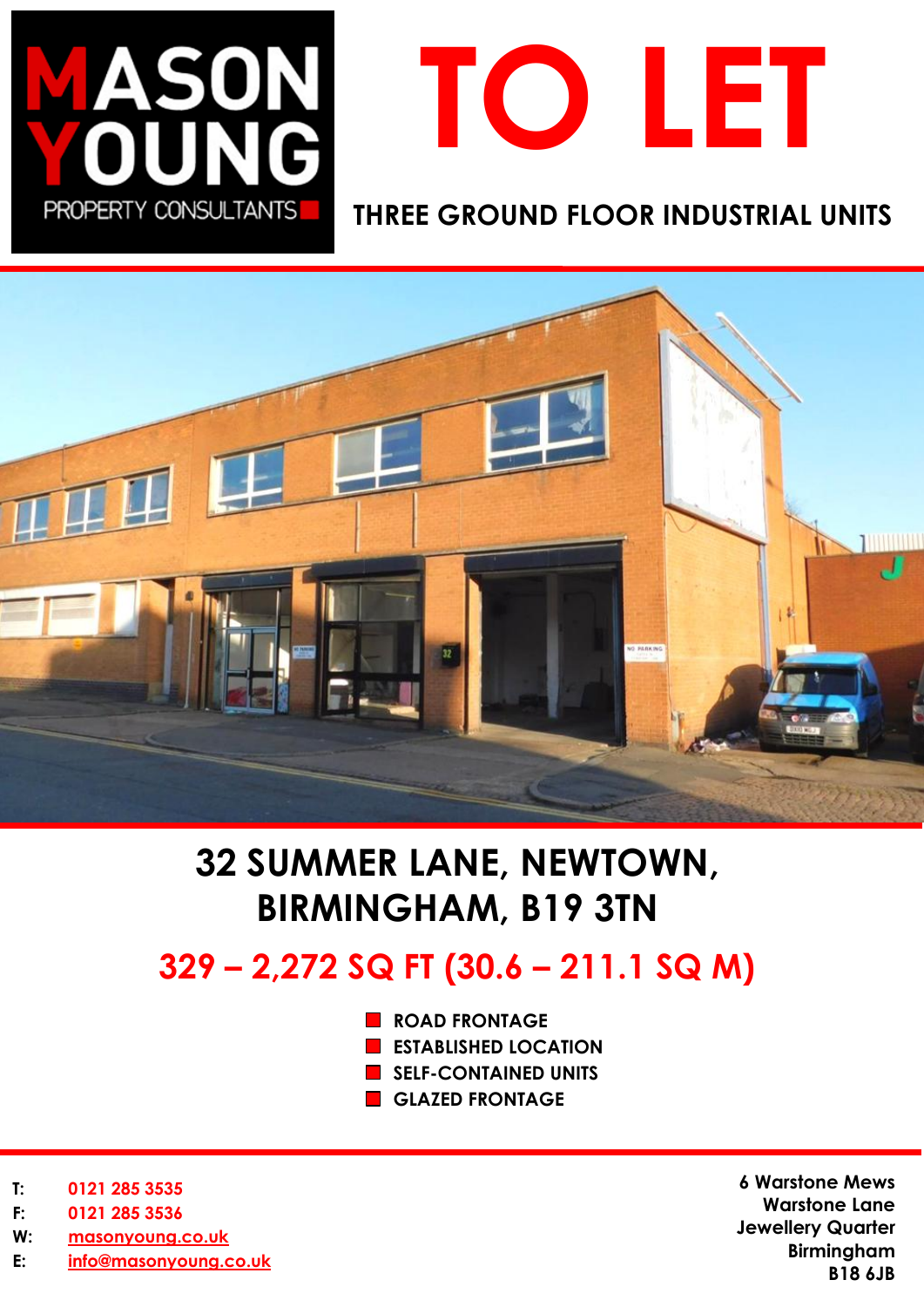MASON YOUNG
PROPERTY CONSULTANTS

# TO LET

## THREE GROUND FLOOR INDUSTRIAL UNITS

# 32 SUMMER LANE, NEWTOWN, BIRMINGHAM, B19 3TN

## 329 – 2,272 SQ FT (30.6 – 211.1 SQ M)

- ROAD FRONTAGE
- ESTABLISHED LOCATION
- SELF-CONTAINED UNITS
- GLAZED FRONTAGE

**T:** 0121 285 3535
**F:** 0121 285 3536
**W:** masonyoung.co.uk
**E:** info@masonyoung.co.uk

**6 Warstone Mews**
**Warstone Lane**
**Jewellery Quarter**
**Birmingham**
**B18 6JB**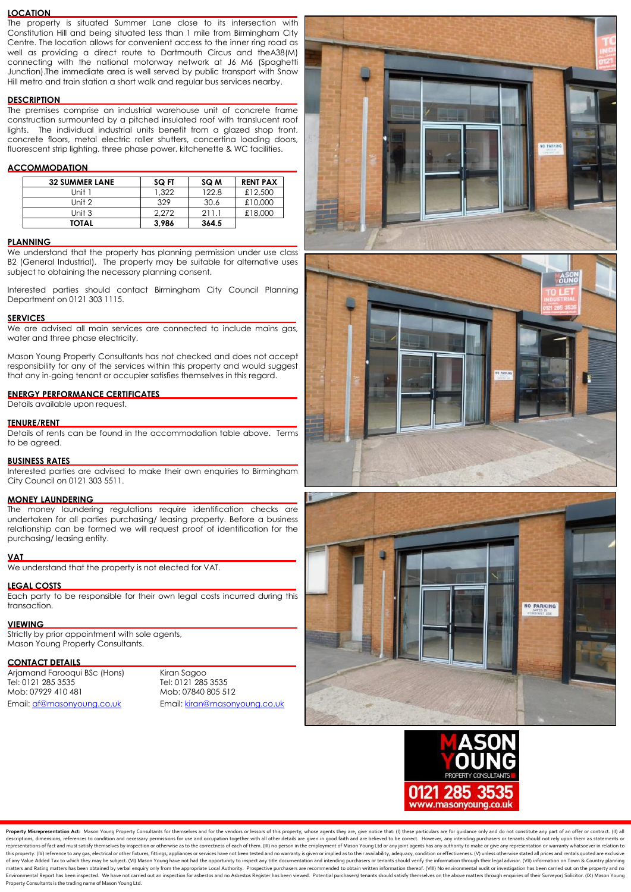## LOCATION

The property is situated Summer Lane close to its intersection with Constitution Hill and being situated less than 1 mile from Birmingham City Centre. The location allows for convenient access to the inner ring road as well as providing a direct route to Dartmouth Circus and theA38(M) connecting with the national motorway network at J6 M6 (Spaghetti Junction).The immediate area is well served by public transport with Snow Hill metro and train station a short walk and regular bus services nearby.

## DESCRIPTION

The premises comprise an industrial warehouse unit of concrete frame construction surmounted by a pitched insulated roof with translucent roof lights. The individual industrial units benefit from a glazed shop front, concrete floors, metal electric roller shutters, concertina loading doors, fluorescent strip lighting, three phase power, kitchenette & WC facilities.

## ACCOMMODATION

| 32 SUMMER LANE | SQ FT | SQ M | RENT PAX |
|---|---|---|---|
| Unit 1 | 1,322 | 122.8 | £12,500 |
| Unit 2 | 329 | 30.6 | £10,000 |
| Unit 3 | 2,272 | 211.1 | £18,000 |
| **TOTAL** | **3,986** | **364.5** | |

## PLANNING

We understand that the property has planning permission under use class B2 (General Industrial). The property may be suitable for alternative uses subject to obtaining the necessary planning consent.

Interested parties should contact Birmingham City Council Planning Department on 0121 303 1115.

## SERVICES

We are advised all main services are connected to include mains gas, water and three phase electricity.

Mason Young Property Consultants has not checked and does not accept responsibility for any of the services within this property and would suggest that any in-going tenant or occupier satisfies themselves in this regard.

## ENERGY PERFORMANCE CERTIFICATES

Details available upon request.

## TENURE/RENT

Details of rents can be found in the accommodation table above. Terms to be agreed.

## BUSINESS RATES

Interested parties are advised to make their own enquiries to Birmingham City Council on 0121 303 5511.

## MONEY LAUNDERING

The money laundering regulations require identification checks are undertaken for all parties purchasing/ leasing property. Before a business relationship can be formed we will request proof of identification for the purchasing/ leasing entity.

## VAT

We understand that the property is not elected for VAT.

## LEGAL COSTS

Each party to be responsible for their own legal costs incurred during this transaction.

## VIEWING

Strictly by prior appointment with sole agents,
Mason Young Property Consultants.

## CONTACT DETAILS

Arjamand Farooqui BSc (Hons)
Tel: 0121 285 3535
Mob: 07929 410 481
Email: af@masonyoung.co.uk

Kiran Sagoo
Tel: 0121 285 3535
Mob: 07840 805 512
Email: kiran@masonyoung.co.uk

MASON YOUNG
PROPERTY CONSULTANTS
0121 285 3535
www.masonyoung.co.uk

**Property Misrepresentation Act:** Mason Young Property Consultants for themselves and for the vendors or lessors of this property, whose agents they are, give notice that: (I) these particulars are for guidance only and do not constitute any part of an offer or contract. (II) all descriptions, dimensions, references to condition and necessary permissions for use and occupation together with all other details are given in good faith and are believed to be correct. However, any intending purchasers or tenants should not rely upon them as statements or representations of fact and must satisfy themselves by inspection or otherwise as to the correctness of each of them. (III) no person in the employment of Mason Young Ltd or any joint agents has any authority to make or give any representation or warranty whatsoever in relation to this property. (IV) reference to any gas, electrical or other fixtures, fittings, appliances or services have not been tested and no warranty is given or implied as to their availability, adequacy, condition or effectiveness. (V) unless otherwise stated all prices and rentals quoted are exclusive of any Value Added Tax to which they may be subject. (VI) Mason Young have not had the opportunity to inspect any title documentation and intending purchasers or tenants should verify the information through their legal advisor. (VII) information on Town & Country planning matters and Rating matters has been obtained by verbal enquiry only from the appropriate Local Authority. Prospective purchasers are recommended to obtain written information thereof. (VIII) No environmental audit or investigation has been carried out on the property and no Environmental Report has been inspected. We have not carried out an inspection for asbestos and no Asbestos Register has been viewed. Potential purchasers/ tenants should satisfy themselves on the above matters through enquiries of their Surveyor/ Solicitor. (IX) Mason Young Property Consultants is the trading name of Mason Young Ltd.